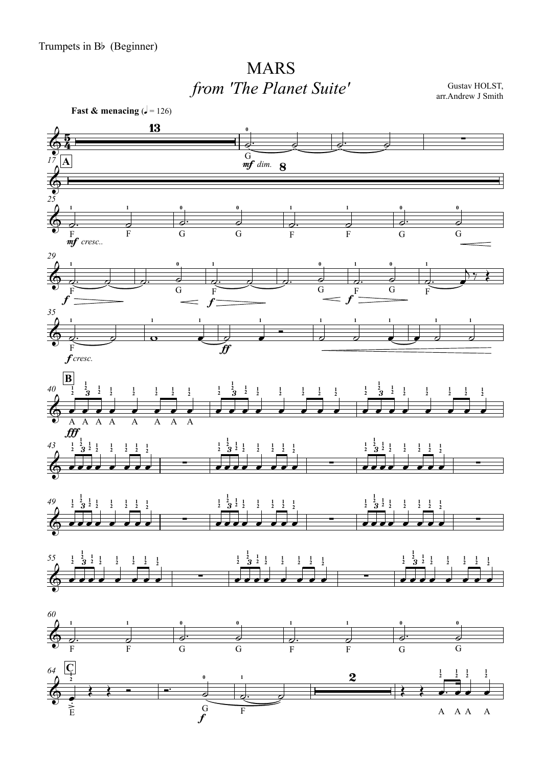Trumpets in B♭ (Beginner)

# MARS

*from 'The Planet Suite'*

Gustav HOLST,
arr.Andrew J Smith

**Fast & menacing** (♩ = 126)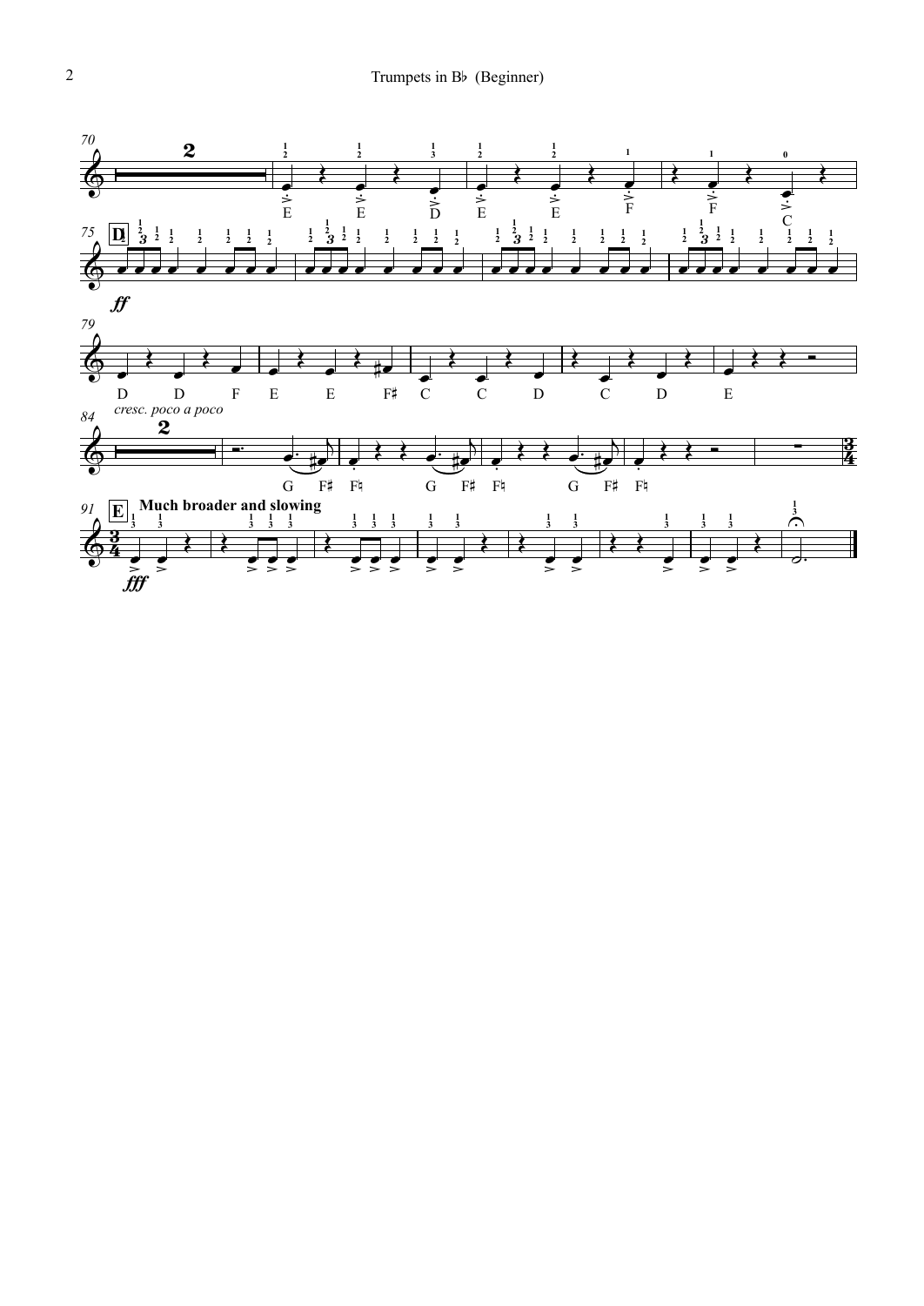Trumpets in B♭ (Beginner)

70

**D** *ff*

79

*cresc. poco a poco*

84

91 **E** **Much broader and slowing**

*fff*